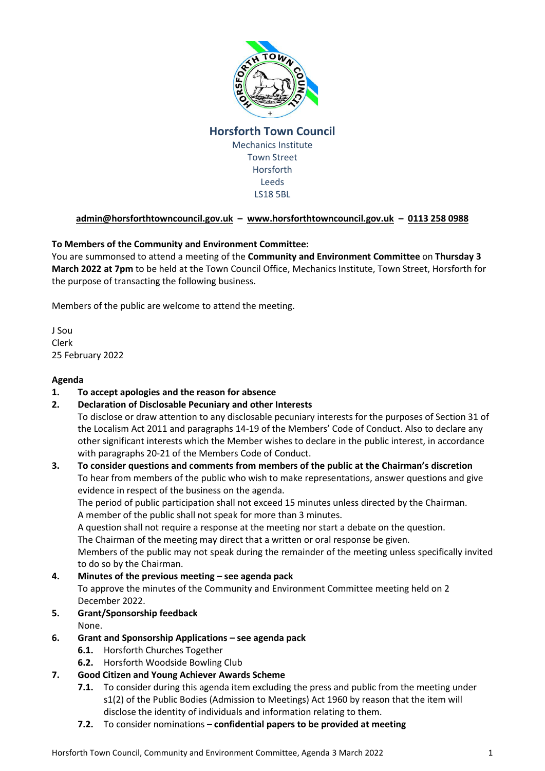# Horsforth Town Council

Mechanics Institute
Town Street
Horsforth
Leeds
LS18 5BL

**admin@horsforthtowncouncil.gov.uk – www.horsforthtowncouncil.gov.uk – 0113 258 0988**

**To Members of the Community and Environment Committee:**
You are summonsed to attend a meeting of the **Community and Environment Committee** on **Thursday 3 March 2022 at 7pm** to be held at the Town Council Office, Mechanics Institute, Town Street, Horsforth for the purpose of transacting the following business.

Members of the public are welcome to attend the meeting.

J Sou
Clerk
25 February 2022

**Agenda**

1. **To accept apologies and the reason for absence**
2. **Declaration of Disclosable Pecuniary and other Interests**
   To disclose or draw attention to any disclosable pecuniary interests for the purposes of Section 31 of the Localism Act 2011 and paragraphs 14-19 of the Members' Code of Conduct. Also to declare any other significant interests which the Member wishes to declare in the public interest, in accordance with paragraphs 20-21 of the Members Code of Conduct.
3. **To consider questions and comments from members of the public at the Chairman's discretion**
   To hear from members of the public who wish to make representations, answer questions and give evidence in respect of the business on the agenda.
   The period of public participation shall not exceed 15 minutes unless directed by the Chairman.
   A member of the public shall not speak for more than 3 minutes.
   A question shall not require a response at the meeting nor start a debate on the question.
   The Chairman of the meeting may direct that a written or oral response be given.
   Members of the public may not speak during the remainder of the meeting unless specifically invited to do so by the Chairman.
4. **Minutes of the previous meeting – see agenda pack**
   To approve the minutes of the Community and Environment Committee meeting held on 2 December 2022.
5. **Grant/Sponsorship feedback**
   None.
6. **Grant and Sponsorship Applications – see agenda pack**
   - **6.1.** Horsforth Churches Together
   - **6.2.** Horsforth Woodside Bowling Club
7. **Good Citizen and Young Achiever Awards Scheme**
   - **7.1.** To consider during this agenda item excluding the press and public from the meeting under s1(2) of the Public Bodies (Admission to Meetings) Act 1960 by reason that the item will disclose the identity of individuals and information relating to them.
   - **7.2.** To consider nominations – **confidential papers to be provided at meeting**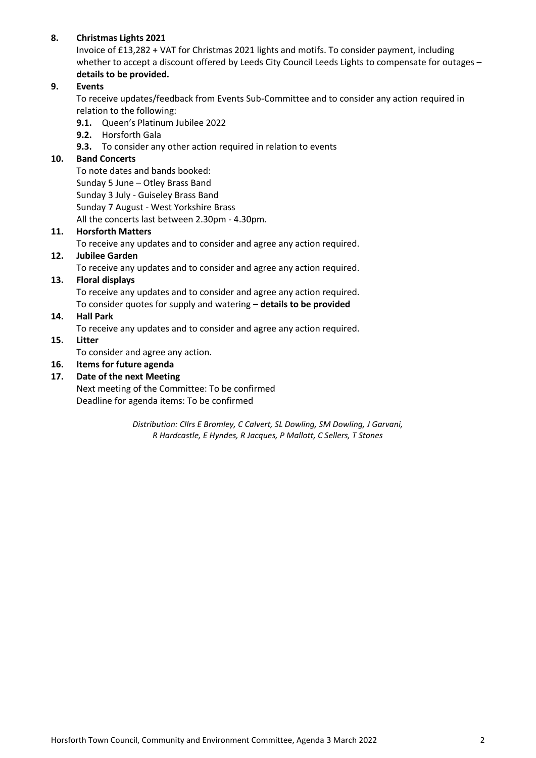**8. Christmas Lights 2021**

Invoice of £13,282 + VAT for Christmas 2021 lights and motifs. To consider payment, including whether to accept a discount offered by Leeds City Council Leeds Lights to compensate for outages – **details to be provided.**

**9. Events**

To receive updates/feedback from Events Sub-Committee and to consider any action required in relation to the following:

- **9.1.** Queen's Platinum Jubilee 2022
- **9.2.** Horsforth Gala
- **9.3.** To consider any other action required in relation to events

**10. Band Concerts**

To note dates and bands booked:
Sunday 5 June – Otley Brass Band
Sunday 3 July - Guiseley Brass Band
Sunday 7 August - West Yorkshire Brass
All the concerts last between 2.30pm - 4.30pm.

**11. Horsforth Matters**

To receive any updates and to consider and agree any action required.

**12. Jubilee Garden**

To receive any updates and to consider and agree any action required.

**13. Floral displays**

To receive any updates and to consider and agree any action required.
To consider quotes for supply and watering **– details to be provided**

**14. Hall Park**

To receive any updates and to consider and agree any action required.

**15. Litter**

To consider and agree any action.

**16. Items for future agenda**

**17. Date of the next Meeting**

Next meeting of the Committee: To be confirmed
Deadline for agenda items: To be confirmed

*Distribution: Cllrs E Bromley, C Calvert, SL Dowling, SM Dowling, J Garvani, R Hardcastle, E Hyndes, R Jacques, P Mallott, C Sellers, T Stones*